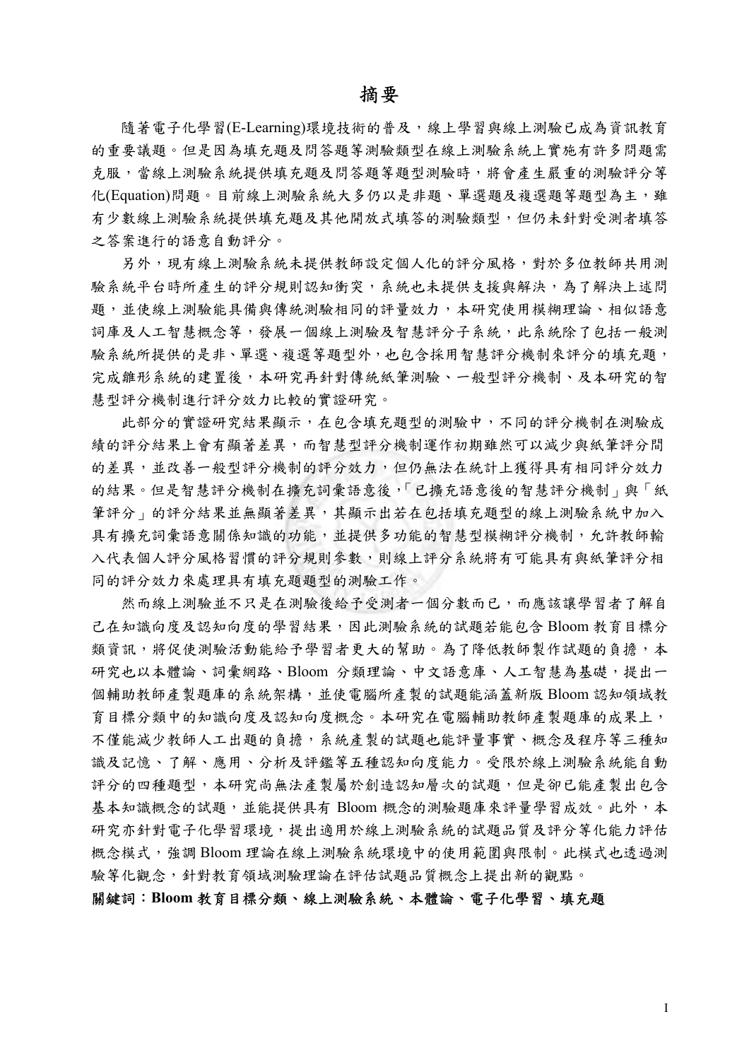# 摘要

隨著電子化學習(E-Learning)環境技術的普及，線上學習與線上測驗已成為資訊教育的重要議題。但是因為填充題及問答題等測驗類型在線上測驗系統上實施有許多問題需克服，當線上測驗系統提供填充題及問答題等題型測驗時，將會產生嚴重的測驗評分等化(Equation)問題。目前線上測驗系統大多仍以是非題、單選題及複選題等題型為主，雖有少數線上測驗系統提供填充題及其他開放式填答的測驗類型，但仍未針對受測者填答之答案進行的語意自動評分。

另外，現有線上測驗系統未提供教師設定個人化的評分風格，對於多位教師共用測驗系統平台時所產生的評分規則認知衝突，系統也未提供支援與解決，為了解決上述問題，並使線上測驗能具備與傳統測驗相同的評量效力，本研究使用模糊理論、相似語意詞庫及人工智慧概念等，發展一個線上測驗及智慧評分子系統，此系統除了包括一般測驗系統所提供的是非、單選、複選等題型外，也包含採用智慧評分機制來評分的填充題，完成雛形系統的建置後，本研究再針對傳統紙筆測驗、一般型評分機制、及本研究的智慧型評分機制進行評分效力比較的實證研究。

此部分的實證研究結果顯示，在包含填充題型的測驗中，不同的評分機制在測驗成績的評分結果上會有顯著差異，而智慧型評分機制運作初期雖然可以減少與紙筆評分間的差異，並改善一般型評分機制的評分效力，但仍無法在統計上獲得具有相同評分效力的結果。但是智慧評分機制在擴充詞彙語意後，「已擴充語意後的智慧評分機制」與「紙筆評分」的評分結果並無顯著差異，其顯示出若在包括填充題型的線上測驗系統中加入具有擴充詞彙語意關係知識的功能，並提供多功能的智慧型模糊評分機制，允許教師輸入代表個人評分風格習慣的評分規則參數，則線上評分系統將有可能具有與紙筆評分相同的評分效力來處理具有填充題題型的測驗工作。

然而線上測驗並不只是在測驗後給予受測者一個分數而已，而應該讓學習者了解自己在知識向度及認知向度的學習結果，因此測驗系統的試題若能包含 Bloom 教育目標分類資訊，將促使測驗活動能給予學習者更大的幫助。為了降低教師製作試題的負擔，本研究也以本體論、詞彙網路、Bloom 分類理論、中文語意庫、人工智慧為基礎，提出一個輔助教師產製題庫的系統架構，並使電腦所產製的試題能涵蓋新版 Bloom 認知領域教育目標分類中的知識向度及認知向度概念。本研究在電腦輔助教師產製題庫的成果上，不僅能減少教師人工出題的負擔，系統產製的試題也能評量事實、概念及程序等三種知識及記憶、了解、應用、分析及評鑑等五種認知向度能力。受限於線上測驗系統能自動評分的四種題型，本研究尚無法產製屬於創造認知層次的試題，但是卻已能產製出包含基本知識概念的試題，並能提供具有 Bloom 概念的測驗題庫來評量學習成效。此外，本研究亦針對電子化學習環境，提出適用於線上測驗系統的試題品質及評分等化能力評估概念模式，強調 Bloom 理論在線上測驗系統環境中的使用範圍與限制。此模式也透過測驗等化觀念，針對教育領域測驗理論在評估試題品質概念上提出新的觀點。

**關鍵詞：Bloom 教育目標分類、線上測驗系統、本體論、電子化學習、填充題**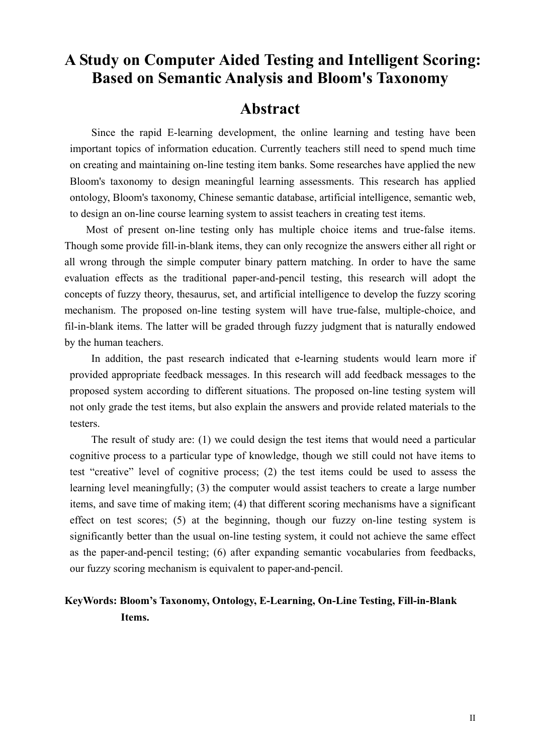# A Study on Computer Aided Testing and Intelligent Scoring: Based on Semantic Analysis and Bloom's Taxonomy

## Abstract

Since the rapid E-learning development, the online learning and testing have been important topics of information education. Currently teachers still need to spend much time on creating and maintaining on-line testing item banks. Some researches have applied the new Bloom's taxonomy to design meaningful learning assessments. This research has applied ontology, Bloom's taxonomy, Chinese semantic database, artificial intelligence, semantic web, to design an on-line course learning system to assist teachers in creating test items.

Most of present on-line testing only has multiple choice items and true-false items. Though some provide fill-in-blank items, they can only recognize the answers either all right or all wrong through the simple computer binary pattern matching. In order to have the same evaluation effects as the traditional paper-and-pencil testing, this research will adopt the concepts of fuzzy theory, thesaurus, set, and artificial intelligence to develop the fuzzy scoring mechanism. The proposed on-line testing system will have true-false, multiple-choice, and fil-in-blank items. The latter will be graded through fuzzy judgment that is naturally endowed by the human teachers.

In addition, the past research indicated that e-learning students would learn more if provided appropriate feedback messages. In this research will add feedback messages to the proposed system according to different situations. The proposed on-line testing system will not only grade the test items, but also explain the answers and provide related materials to the testers.

The result of study are: (1) we could design the test items that would need a particular cognitive process to a particular type of knowledge, though we still could not have items to test "creative" level of cognitive process; (2) the test items could be used to assess the learning level meaningfully; (3) the computer would assist teachers to create a large number items, and save time of making item; (4) that different scoring mechanisms have a significant effect on test scores; (5) at the beginning, though our fuzzy on-line testing system is significantly better than the usual on-line testing system, it could not achieve the same effect as the paper-and-pencil testing; (6) after expanding semantic vocabularies from feedbacks, our fuzzy scoring mechanism is equivalent to paper-and-pencil.

**KeyWords: Bloom's Taxonomy, Ontology, E-Learning, On-Line Testing, Fill-in-Blank Items.**